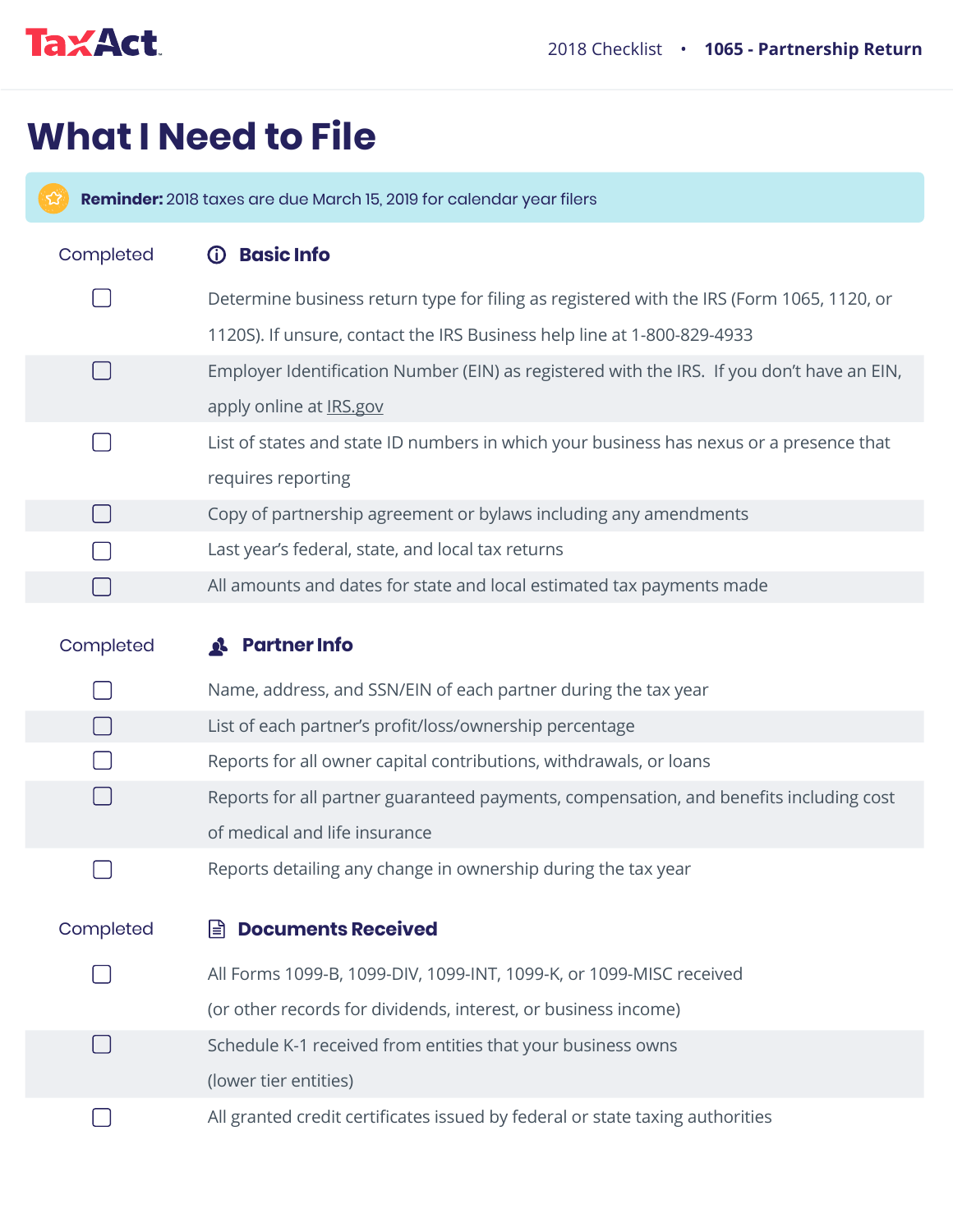TaxAct

2018 Checklist • **1065 - Partnership Return**

# What I Need to File

**Reminder:** 2018 taxes are due March 15, 2019 for calendar year filers

| Completed | Basic Info |
|---|---|
| ☐ | Determine business return type for filing as registered with the IRS (Form 1065, 1120, or 1120S). If unsure, contact the IRS Business help line at 1-800-829-4933 |
| ☐ | Employer Identification Number (EIN) as registered with the IRS. If you don't have an EIN, apply online at IRS.gov |
| ☐ | List of states and state ID numbers in which your business has nexus or a presence that requires reporting |
| ☐ | Copy of partnership agreement or bylaws including any amendments |
| ☐ | Last year's federal, state, and local tax returns |
| ☐ | All amounts and dates for state and local estimated tax payments made |

| Completed | Partner Info |
|---|---|
| ☐ | Name, address, and SSN/EIN of each partner during the tax year |
| ☐ | List of each partner's profit/loss/ownership percentage |
| ☐ | Reports for all owner capital contributions, withdrawals, or loans |
| ☐ | Reports for all partner guaranteed payments, compensation, and benefits including cost of medical and life insurance |
| ☐ | Reports detailing any change in ownership during the tax year |

| Completed | Documents Received |
|---|---|
| ☐ | All Forms 1099-B, 1099-DIV, 1099-INT, 1099-K, or 1099-MISC received (or other records for dividends, interest, or business income) |
| ☐ | Schedule K-1 received from entities that your business owns (lower tier entities) |
| ☐ | All granted credit certificates issued by federal or state taxing authorities |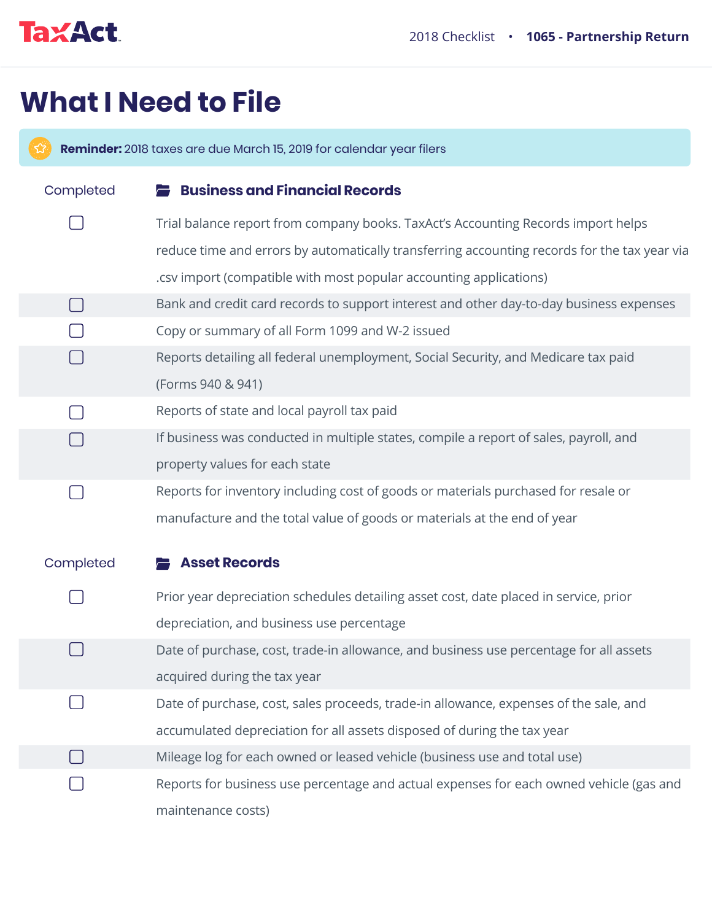# What I Need to File

**Reminder:** 2018 taxes are due March 15, 2019 for calendar year filers

| Completed | Business and Financial Records |
|---|---|
| ☐ | Trial balance report from company books. TaxAct's Accounting Records import helps reduce time and errors by automatically transferring accounting records for the tax year via .csv import (compatible with most popular accounting applications) |
| ☐ | Bank and credit card records to support interest and other day-to-day business expenses |
| ☐ | Copy or summary of all Form 1099 and W-2 issued |
| ☐ | Reports detailing all federal unemployment, Social Security, and Medicare tax paid (Forms 940 & 941) |
| ☐ | Reports of state and local payroll tax paid |
| ☐ | If business was conducted in multiple states, compile a report of sales, payroll, and property values for each state |
| ☐ | Reports for inventory including cost of goods or materials purchased for resale or manufacture and the total value of goods or materials at the end of year |

| Completed | Asset Records |
|---|---|
| ☐ | Prior year depreciation schedules detailing asset cost, date placed in service, prior depreciation, and business use percentage |
| ☐ | Date of purchase, cost, trade-in allowance, and business use percentage for all assets acquired during the tax year |
| ☐ | Date of purchase, cost, sales proceeds, trade-in allowance, expenses of the sale, and accumulated depreciation for all assets disposed of during the tax year |
| ☐ | Mileage log for each owned or leased vehicle (business use and total use) |
| ☐ | Reports for business use percentage and actual expenses for each owned vehicle (gas and maintenance costs) |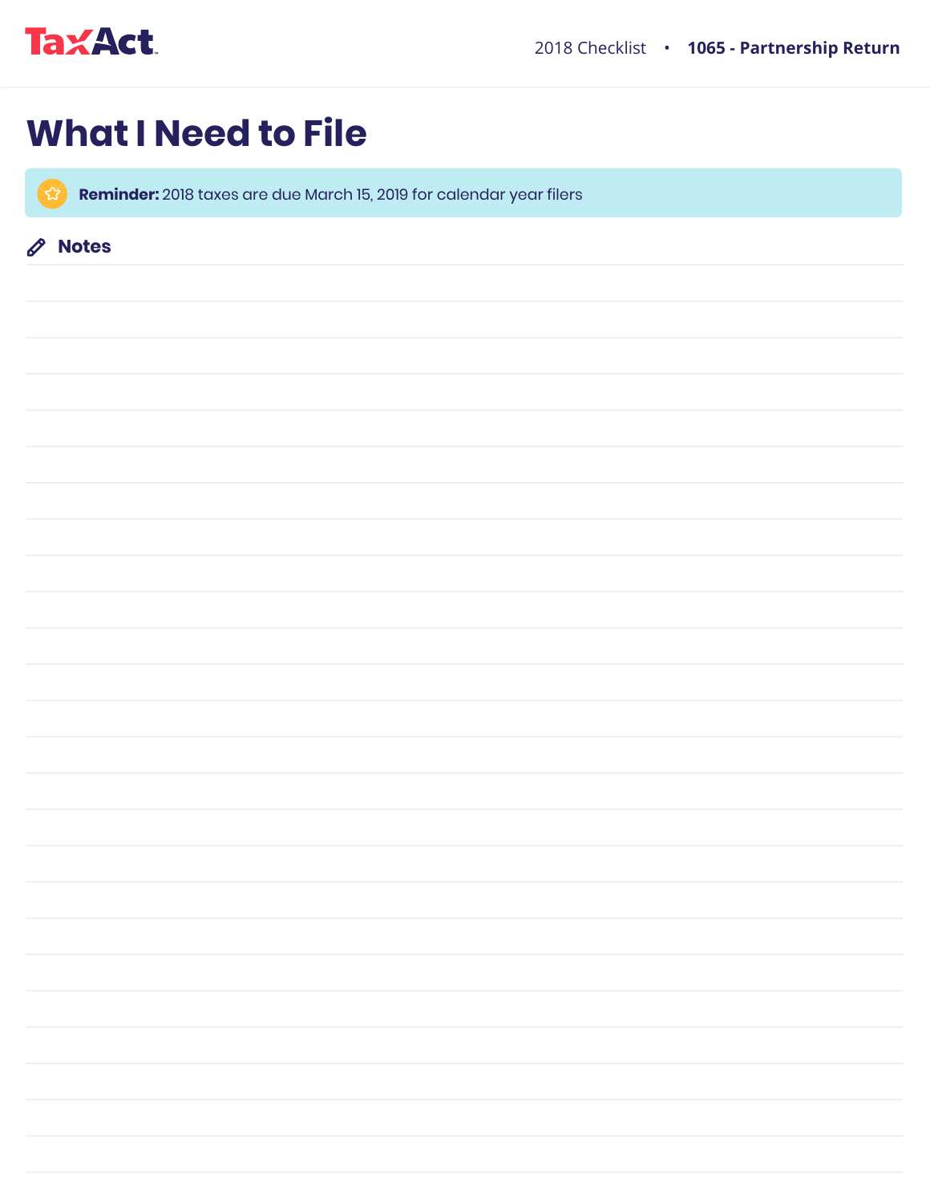# What I Need to File

**Reminder:** 2018 taxes are due March 15, 2019 for calendar year filers

## Notes